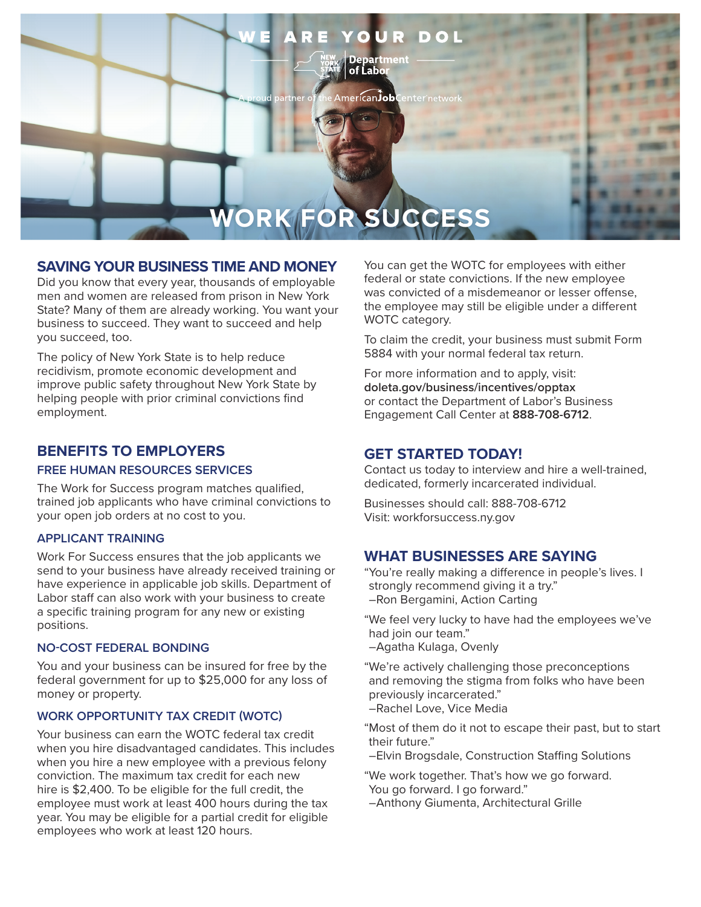WE ARE YOUR DOL

New York State Department of Labor

A proud partner of the AmericanJobCenter network

# WORK FOR SUCCESS

## SAVING YOUR BUSINESS TIME AND MONEY

Did you know that every year, thousands of employable men and women are released from prison in New York State? Many of them are already working. You want your business to succeed. They want to succeed and help you succeed, too.

The policy of New York State is to help reduce recidivism, promote economic development and improve public safety throughout New York State by helping people with prior criminal convictions find employment.

## BENEFITS TO EMPLOYERS

### FREE HUMAN RESOURCES SERVICES

The Work for Success program matches qualified, trained job applicants who have criminal convictions to your open job orders at no cost to you.

### APPLICANT TRAINING

Work For Success ensures that the job applicants we send to your business have already received training or have experience in applicable job skills. Department of Labor staff can also work with your business to create a specific training program for any new or existing positions.

### NO-COST FEDERAL BONDING

You and your business can be insured for free by the federal government for up to $25,000 for any loss of money or property.

### WORK OPPORTUNITY TAX CREDIT (WOTC)

Your business can earn the WOTC federal tax credit when you hire disadvantaged candidates. This includes when you hire a new employee with a previous felony conviction. The maximum tax credit for each new hire is $2,400. To be eligible for the full credit, the employee must work at least 400 hours during the tax year. You may be eligible for a partial credit for eligible employees who work at least 120 hours.

You can get the WOTC for employees with either federal or state convictions. If the new employee was convicted of a misdemeanor or lesser offense, the employee may still be eligible under a different WOTC category.

To claim the credit, your business must submit Form 5884 with your normal federal tax return.

For more information and to apply, visit: **doleta.gov/business/incentives/opptax** or contact the Department of Labor's Business Engagement Call Center at **888-708-6712**.

## GET STARTED TODAY!

Contact us today to interview and hire a well-trained, dedicated, formerly incarcerated individual.

Businesses should call: 888-708-6712
Visit: workforsuccess.ny.gov

## WHAT BUSINESSES ARE SAYING

"You're really making a difference in people's lives. I strongly recommend giving it a try."
–Ron Bergamini, Action Carting

"We feel very lucky to have had the employees we've had join our team."
–Agatha Kulaga, Ovenly

"We're actively challenging those preconceptions and removing the stigma from folks who have been previously incarcerated."
–Rachel Love, Vice Media

"Most of them do it not to escape their past, but to start their future."
–Elvin Brogsdale, Construction Staffing Solutions

"We work together. That's how we go forward. You go forward. I go forward."
–Anthony Giumenta, Architectural Grille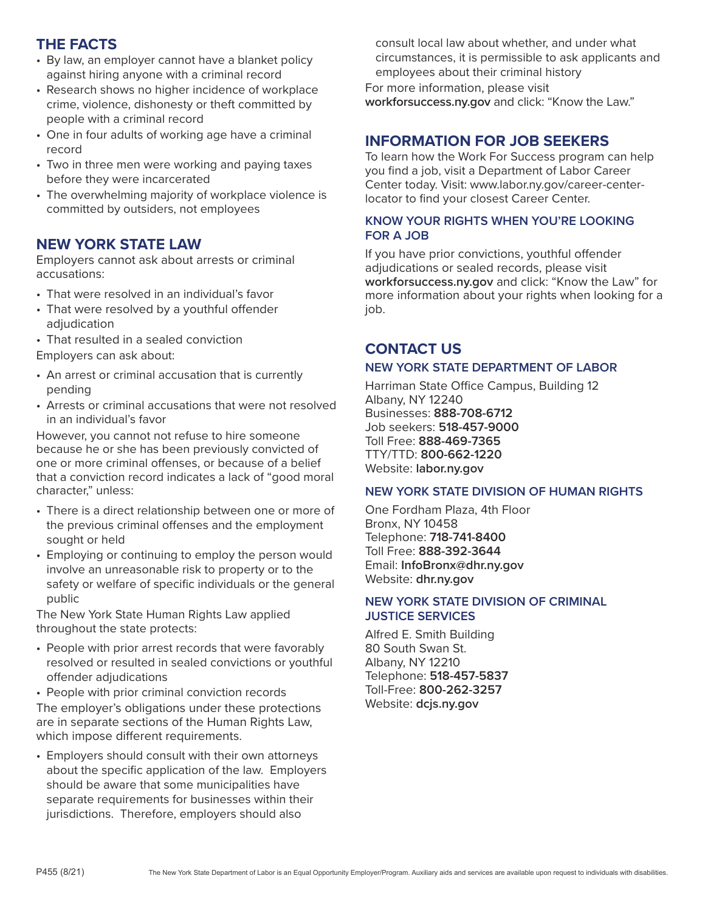## THE FACTS

- By law, an employer cannot have a blanket policy against hiring anyone with a criminal record
- Research shows no higher incidence of workplace crime, violence, dishonesty or theft committed by people with a criminal record
- One in four adults of working age have a criminal record
- Two in three men were working and paying taxes before they were incarcerated
- The overwhelming majority of workplace violence is committed by outsiders, not employees

## NEW YORK STATE LAW

Employers cannot ask about arrests or criminal accusations:

- That were resolved in an individual's favor
- That were resolved by a youthful offender adjudication
- That resulted in a sealed conviction

Employers can ask about:

- An arrest or criminal accusation that is currently pending
- Arrests or criminal accusations that were not resolved in an individual's favor

However, you cannot not refuse to hire someone because he or she has been previously convicted of one or more criminal offenses, or because of a belief that a conviction record indicates a lack of "good moral character," unless:

- There is a direct relationship between one or more of the previous criminal offenses and the employment sought or held
- Employing or continuing to employ the person would involve an unreasonable risk to property or to the safety or welfare of specific individuals or the general public

The New York State Human Rights Law applied throughout the state protects:

- People with prior arrest records that were favorably resolved or resulted in sealed convictions or youthful offender adjudications
- People with prior criminal conviction records

The employer's obligations under these protections are in separate sections of the Human Rights Law, which impose different requirements.

- Employers should consult with their own attorneys about the specific application of the law. Employers should be aware that some municipalities have separate requirements for businesses within their jurisdictions. Therefore, employers should also consult local law about whether, and under what circumstances, it is permissible to ask applicants and employees about their criminal history

For more information, please visit **workforsuccess.ny.gov** and click: "Know the Law."

## INFORMATION FOR JOB SEEKERS

To learn how the Work For Success program can help you find a job, visit a Department of Labor Career Center today. Visit: www.labor.ny.gov/career-center-locator to find your closest Career Center.

### KNOW YOUR RIGHTS WHEN YOU'RE LOOKING FOR A JOB

If you have prior convictions, youthful offender adjudications or sealed records, please visit **workforsuccess.ny.gov** and click: "Know the Law" for more information about your rights when looking for a job.

## CONTACT US

### NEW YORK STATE DEPARTMENT OF LABOR

Harriman State Office Campus, Building 12
Albany, NY 12240
Businesses: **888-708-6712**
Job seekers: **518-457-9000**
Toll Free: **888-469-7365**
TTY/TTD: **800-662-1220**
Website: **labor.ny.gov**

### NEW YORK STATE DIVISION OF HUMAN RIGHTS

One Fordham Plaza, 4th Floor
Bronx, NY 10458
Telephone: **718-741-8400**
Toll Free: **888-392-3644**
Email: **InfoBronx@dhr.ny.gov**
Website: **dhr.ny.gov**

### NEW YORK STATE DIVISION OF CRIMINAL JUSTICE SERVICES

Alfred E. Smith Building
80 South Swan St.
Albany, NY 12210
Telephone: **518-457-5837**
Toll-Free: **800-262-3257**
Website: **dcjs.ny.gov**

P455 (8/21)

The New York State Department of Labor is an Equal Opportunity Employer/Program. Auxiliary aids and services are available upon request to individuals with disabilities.